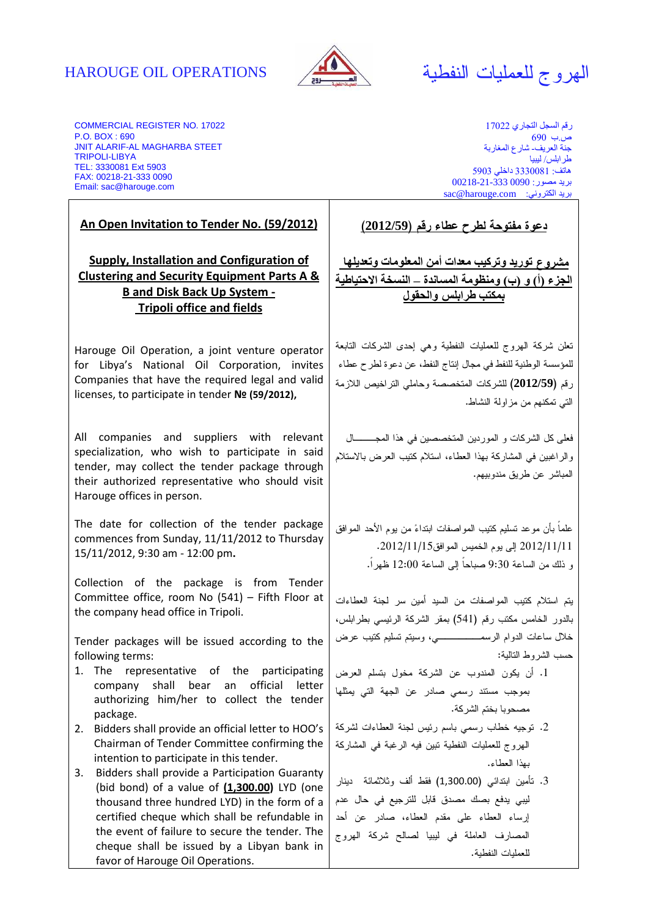HAROUGE OIL OPERATIONS

الهروج للعمليات النفطية

COMMERCIAL REGISTER NO. 17022
P.O. BOX : 690
JNIT ALARIF-AL MAGHARBA STEET
TRIPOLI-LIBYA
TEL: 3330081 Ext 5903
FAX: 00218-21-333 0090
Email: sac@harouge.com

رقم السجل التجاري 17022
ص.ب 690
جنة العريف- شارع المغاربة
طرابلس/ ليبيا
هاتف: 3330081 داخلي 5903
بريد مصور: 0090 333-21-00218
بريد الكتروني: sac@harouge.com

## An Open Invitation to Tender No. (59/2012)

### Supply, Installation and Configuration of Clustering and Security Equipment Parts A & B and Disk Back Up System - Tripoli office and fields

Harouge Oil Operation, a joint venture operator for Libya's National Oil Corporation, invites Companies that have the required legal and valid licenses, to participate in tender **№ (59/2012),**

All companies and suppliers with relevant specialization, who wish to participate in said tender, may collect the tender package through their authorized representative who should visit Harouge offices in person.

The date for collection of the tender package commences from Sunday, 11/11/2012 to Thursday 15/11/2012, 9:30 am - 12:00 pm**.**

Collection of the package is from Tender Committee office, room No (541) – Fifth Floor at the company head office in Tripoli.

Tender packages will be issued according to the following terms:

1. The representative of the participating company shall bear an official letter authorizing him/her to collect the tender package.
2. Bidders shall provide an official letter to HOO's Chairman of Tender Committee confirming the intention to participate in this tender.
3. Bidders shall provide a Participation Guaranty (bid bond) of a value of **(1,300.00)** LYD (one thousand three hundred LYD) in the form of a certified cheque which shall be refundable in the event of failure to secure the tender. The cheque shall be issued by a Libyan bank in favor of Harouge Oil Operations.

## دعوة مفتوحة لطرح عطاء رقم (2012/59)

### مشروع توريد وتركيب معدات أمن المعلومات وتعديلها الجزء (أ) و (ب) ومنظومة المساندة – النسخة الاحتياطية بمكتب طرابلس والحقول

تعلن شركة الهروج للعمليات النفطية وهي إحدى الشركات التابعة للمؤسسة الوطنية للنفط في مجال إنتاج النفط، عن دعوة لطرح عطاء رقم **(2012/59)** للشركات المتخصصة وحاملي التراخيص اللازمة التي تمكنهم من مزاولة النشاط.

فعلى كل الشركات و الموردين المتخصصين في هذا المجـــــــال والراغبين في المشاركة بهذا العطاء، استلام كتيب العرض بالاستلام المباشر عن طريق مندوبيهم.

علماً بأن موعد تسليم كتيب المواصفات ابتداءً من يوم الأحد الموافق 2012/11/11 إلى يوم الخميس الموافق2012/11/15.
و ذلك من الساعة 9:30 صباحاً إلى الساعة 12:00 ظهراً.

يتم استلام كتيب المواصفات من السيد أمين سر لجنة العطاءات بالدور الخامس مكتب رقم (541) بمقر الشركة الرئيسي بطرابلس، خلال ساعات الدوام الرســـــــــــــي، وسيتم تسليم كتيب عرض حسب الشروط التالية:

1. أن يكون المندوب عن الشركة مخول بتسلم العرض بموجب مستند رسمي صادر عن الجهة التي يمثلها مصحوبا بختم الشركة.
2. توجيه خطاب رسمي باسم رئيس لجنة العطاءات لشركة الهروج للعمليات النفطية تبين فيه الرغبة في المشاركة بهذا العطاء.
3. تأمين ابتدائي (1,300.00) فقط ألف وثلاثمائة دينار ليبي يدفع بصك مصدق قابل للترجيع في حال عدم إرساء العطاء على مقدم العطاء، صادر عن أحد المصارف العاملة في ليبيا لصالح شركة الهروج للعمليات النفطية.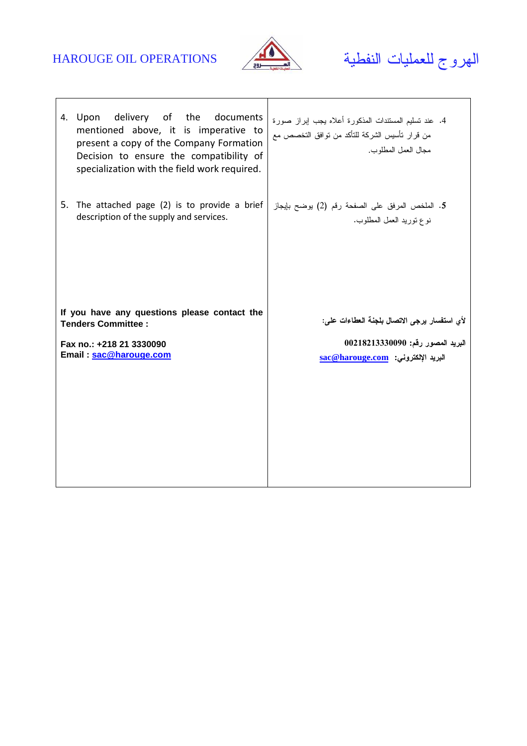| | |
|---|---|
| 4. Upon delivery of the documents mentioned above, it is imperative to present a copy of the Company Formation Decision to ensure the compatibility of specialization with the field work required. | 4. عند تسليم المستندات المذكورة أعلاه يجب إبراز صورة من قرار تأسيس الشركة للتأكد من توافق التخصص مع مجال العمل المطلوب. |
| 5. The attached page (2) is to provide a brief description of the supply and services. | 5. الملخص المرفق على الصفحة رقم (2) يوضح بإيجاز نوع توريد العمل المطلوب. |
| **If you have any questions please contact the Tenders Committee :**<br><br>**Fax no.: +218 21 3330090**<br>**Email : sac@harouge.com** | **لأي استفسار يرجى الاتصال بلجنة العطاءات على:**<br><br>**البريد المصور رقم: 00218213330090**<br>**البريد الإلكتروني: sac@harouge.com** |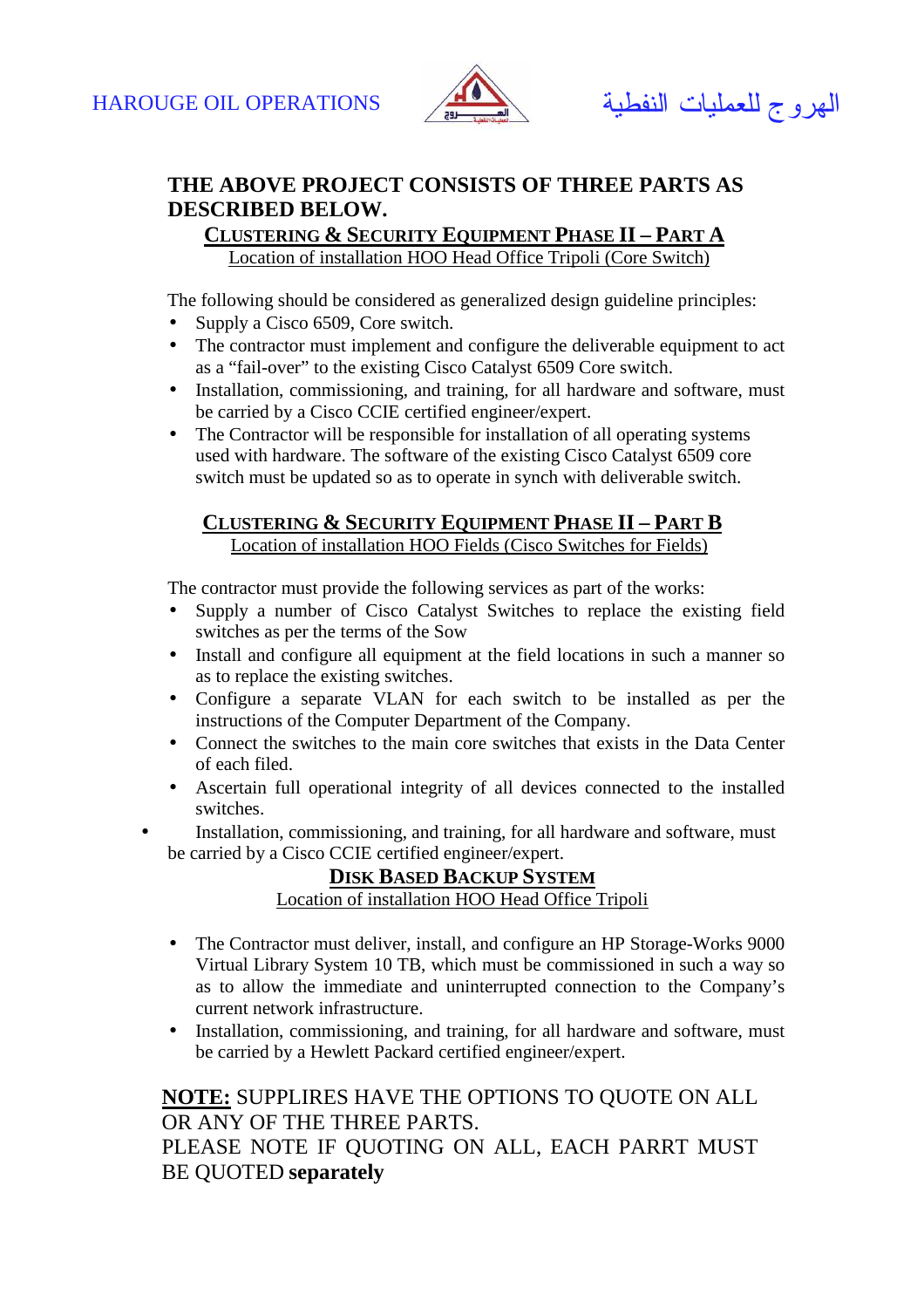## THE ABOVE PROJECT CONSISTS OF THREE PARTS AS DESCRIBED BELOW.

### CLUSTERING & SECURITY EQUIPMENT PHASE II – PART A

Location of installation HOO Head Office Tripoli (Core Switch)

The following should be considered as generalized design guideline principles:

- Supply a Cisco 6509, Core switch.
- The contractor must implement and configure the deliverable equipment to act as a "fail-over" to the existing Cisco Catalyst 6509 Core switch.
- Installation, commissioning, and training, for all hardware and software, must be carried by a Cisco CCIE certified engineer/expert.
- The Contractor will be responsible for installation of all operating systems used with hardware. The software of the existing Cisco Catalyst 6509 core switch must be updated so as to operate in synch with deliverable switch.

### CLUSTERING & SECURITY EQUIPMENT PHASE II – PART B

Location of installation HOO Fields (Cisco Switches for Fields)

The contractor must provide the following services as part of the works:

- Supply a number of Cisco Catalyst Switches to replace the existing field switches as per the terms of the Sow
- Install and configure all equipment at the field locations in such a manner so as to replace the existing switches.
- Configure a separate VLAN for each switch to be installed as per the instructions of the Computer Department of the Company.
- Connect the switches to the main core switches that exists in the Data Center of each filed.
- Ascertain full operational integrity of all devices connected to the installed switches.
- Installation, commissioning, and training, for all hardware and software, must be carried by a Cisco CCIE certified engineer/expert.

### DISK BASED BACKUP SYSTEM

Location of installation HOO Head Office Tripoli

- The Contractor must deliver, install, and configure an HP Storage-Works 9000 Virtual Library System 10 TB, which must be commissioned in such a way so as to allow the immediate and uninterrupted connection to the Company's current network infrastructure.
- Installation, commissioning, and training, for all hardware and software, must be carried by a Hewlett Packard certified engineer/expert.

**NOTE:** SUPPLIRES HAVE THE OPTIONS TO QUOTE ON ALL OR ANY OF THE THREE PARTS.
PLEASE NOTE IF QUOTING ON ALL, EACH PARRT MUST BE QUOTED **separately**